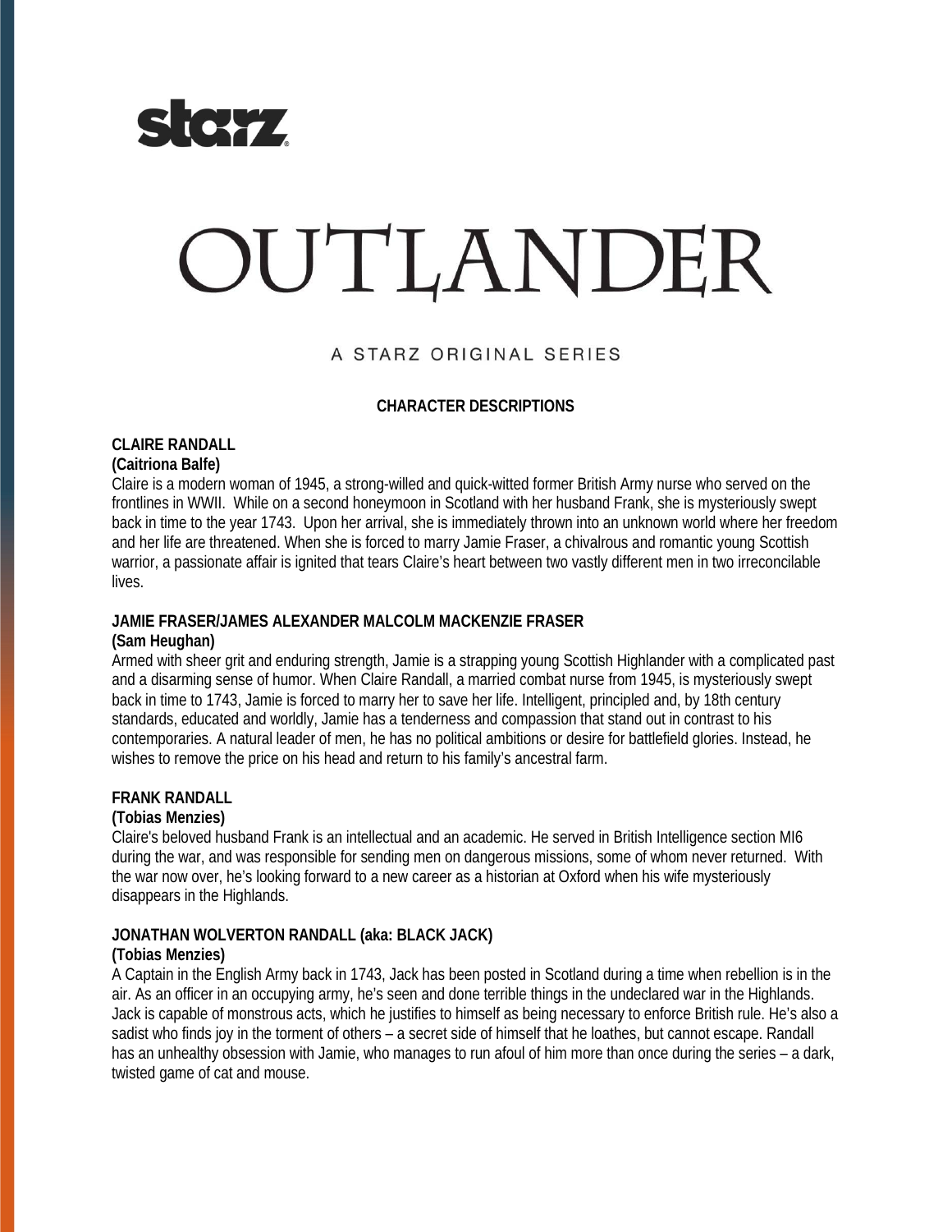starz

# OUTLANDER

A STARZ ORIGINAL SERIES

## CHARACTER DESCRIPTIONS

**CLAIRE RANDALL**
**(Caitriona Balfe)**
Claire is a modern woman of 1945, a strong-willed and quick-witted former British Army nurse who served on the frontlines in WWII. While on a second honeymoon in Scotland with her husband Frank, she is mysteriously swept back in time to the year 1743. Upon her arrival, she is immediately thrown into an unknown world where her freedom and her life are threatened. When she is forced to marry Jamie Fraser, a chivalrous and romantic young Scottish warrior, a passionate affair is ignited that tears Claire's heart between two vastly different men in two irreconcilable lives.

**JAMIE FRASER/JAMES ALEXANDER MALCOLM MACKENZIE FRASER**
**(Sam Heughan)**
Armed with sheer grit and enduring strength, Jamie is a strapping young Scottish Highlander with a complicated past and a disarming sense of humor. When Claire Randall, a married combat nurse from 1945, is mysteriously swept back in time to 1743, Jamie is forced to marry her to save her life. Intelligent, principled and, by 18th century standards, educated and worldly, Jamie has a tenderness and compassion that stand out in contrast to his contemporaries. A natural leader of men, he has no political ambitions or desire for battlefield glories. Instead, he wishes to remove the price on his head and return to his family's ancestral farm.

**FRANK RANDALL**
**(Tobias Menzies)**
Claire's beloved husband Frank is an intellectual and an academic. He served in British Intelligence section MI6 during the war, and was responsible for sending men on dangerous missions, some of whom never returned. With the war now over, he's looking forward to a new career as a historian at Oxford when his wife mysteriously disappears in the Highlands.

**JONATHAN WOLVERTON RANDALL (aka: BLACK JACK)**
**(Tobias Menzies)**
A Captain in the English Army back in 1743, Jack has been posted in Scotland during a time when rebellion is in the air. As an officer in an occupying army, he's seen and done terrible things in the undeclared war in the Highlands. Jack is capable of monstrous acts, which he justifies to himself as being necessary to enforce British rule. He's also a sadist who finds joy in the torment of others – a secret side of himself that he loathes, but cannot escape. Randall has an unhealthy obsession with Jamie, who manages to run afoul of him more than once during the series – a dark, twisted game of cat and mouse.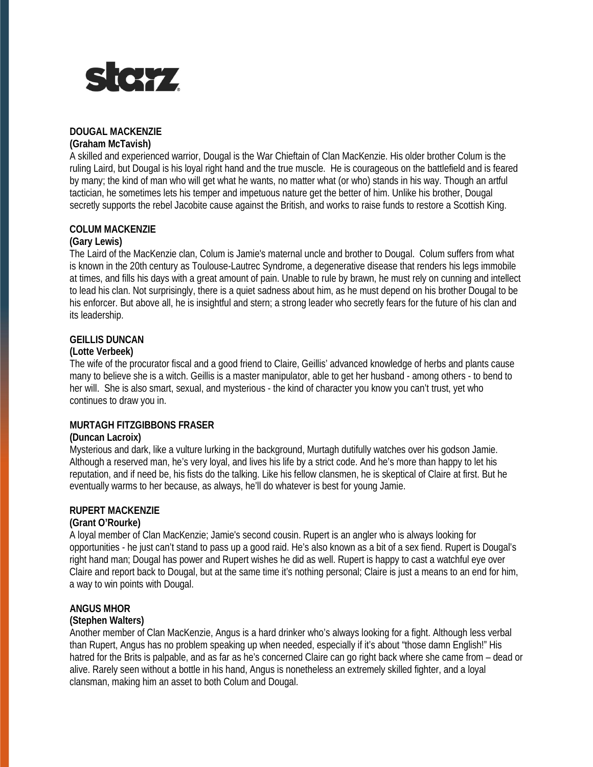**DOUGAL MACKENZIE**
**(Graham McTavish)**
A skilled and experienced warrior, Dougal is the War Chieftain of Clan MacKenzie. His older brother Colum is the ruling Laird, but Dougal is his loyal right hand and the true muscle. He is courageous on the battlefield and is feared by many; the kind of man who will get what he wants, no matter what (or who) stands in his way. Though an artful tactician, he sometimes lets his temper and impetuous nature get the better of him. Unlike his brother, Dougal secretly supports the rebel Jacobite cause against the British, and works to raise funds to restore a Scottish King.

**COLUM MACKENZIE**
**(Gary Lewis)**
The Laird of the MacKenzie clan, Colum is Jamie's maternal uncle and brother to Dougal. Colum suffers from what is known in the 20th century as Toulouse-Lautrec Syndrome, a degenerative disease that renders his legs immobile at times, and fills his days with a great amount of pain. Unable to rule by brawn, he must rely on cunning and intellect to lead his clan. Not surprisingly, there is a quiet sadness about him, as he must depend on his brother Dougal to be his enforcer. But above all, he is insightful and stern; a strong leader who secretly fears for the future of his clan and its leadership.

**GEILLIS DUNCAN**
**(Lotte Verbeek)**
The wife of the procurator fiscal and a good friend to Claire, Geillis' advanced knowledge of herbs and plants cause many to believe she is a witch. Geillis is a master manipulator, able to get her husband - among others - to bend to her will. She is also smart, sexual, and mysterious - the kind of character you know you can't trust, yet who continues to draw you in.

**MURTAGH FITZGIBBONS FRASER**
**(Duncan Lacroix)**
Mysterious and dark, like a vulture lurking in the background, Murtagh dutifully watches over his godson Jamie. Although a reserved man, he's very loyal, and lives his life by a strict code. And he's more than happy to let his reputation, and if need be, his fists do the talking. Like his fellow clansmen, he is skeptical of Claire at first. But he eventually warms to her because, as always, he'll do whatever is best for young Jamie.

**RUPERT MACKENZIE**
**(Grant O'Rourke)**
A loyal member of Clan MacKenzie; Jamie's second cousin. Rupert is an angler who is always looking for opportunities - he just can't stand to pass up a good raid. He's also known as a bit of a sex fiend. Rupert is Dougal's right hand man; Dougal has power and Rupert wishes he did as well. Rupert is happy to cast a watchful eye over Claire and report back to Dougal, but at the same time it's nothing personal; Claire is just a means to an end for him, a way to win points with Dougal.

**ANGUS MHOR**
**(Stephen Walters)**
Another member of Clan MacKenzie, Angus is a hard drinker who's always looking for a fight. Although less verbal than Rupert, Angus has no problem speaking up when needed, especially if it's about "those damn English!" His hatred for the Brits is palpable, and as far as he's concerned Claire can go right back where she came from – dead or alive. Rarely seen without a bottle in his hand, Angus is nonetheless an extremely skilled fighter, and a loyal clansman, making him an asset to both Colum and Dougal.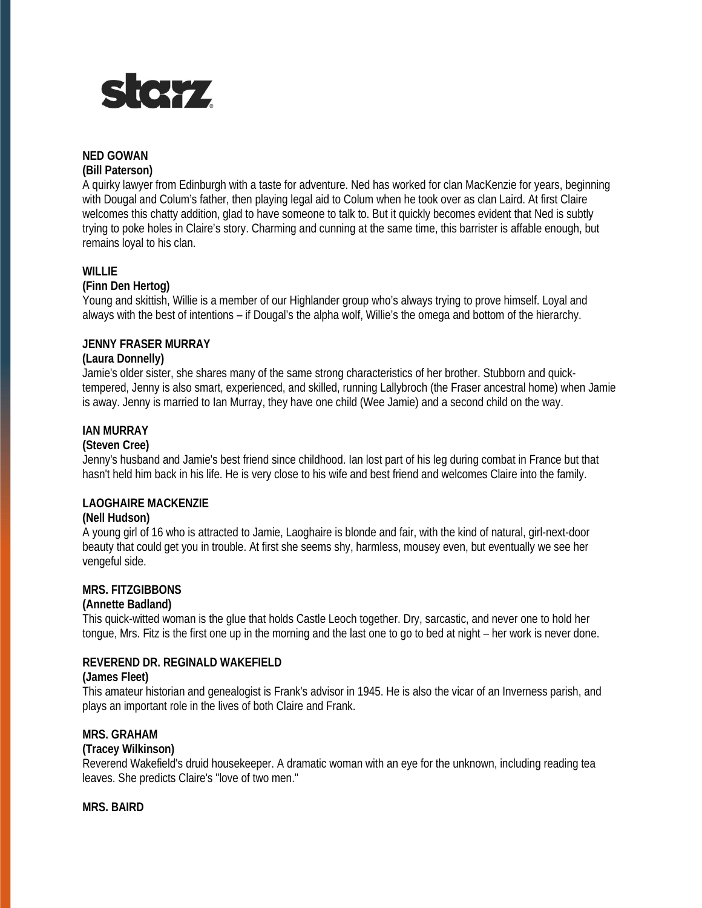**NED GOWAN**
**(Bill Paterson)**
A quirky lawyer from Edinburgh with a taste for adventure. Ned has worked for clan MacKenzie for years, beginning with Dougal and Colum's father, then playing legal aid to Colum when he took over as clan Laird. At first Claire welcomes this chatty addition, glad to have someone to talk to. But it quickly becomes evident that Ned is subtly trying to poke holes in Claire's story. Charming and cunning at the same time, this barrister is affable enough, but remains loyal to his clan.

**WILLIE**
**(Finn Den Hertog)**
Young and skittish, Willie is a member of our Highlander group who's always trying to prove himself. Loyal and always with the best of intentions – if Dougal's the alpha wolf, Willie's the omega and bottom of the hierarchy.

**JENNY FRASER MURRAY**
**(Laura Donnelly)**
Jamie's older sister, she shares many of the same strong characteristics of her brother. Stubborn and quick-tempered, Jenny is also smart, experienced, and skilled, running Lallybroch (the Fraser ancestral home) when Jamie is away. Jenny is married to Ian Murray, they have one child (Wee Jamie) and a second child on the way.

**IAN MURRAY**
**(Steven Cree)**
Jenny's husband and Jamie's best friend since childhood. Ian lost part of his leg during combat in France but that hasn't held him back in his life. He is very close to his wife and best friend and welcomes Claire into the family.

**LAOGHAIRE MACKENZIE**
**(Nell Hudson)**
A young girl of 16 who is attracted to Jamie, Laoghaire is blonde and fair, with the kind of natural, girl-next-door beauty that could get you in trouble. At first she seems shy, harmless, mousey even, but eventually we see her vengeful side.

**MRS. FITZGIBBONS**
**(Annette Badland)**
This quick-witted woman is the glue that holds Castle Leoch together. Dry, sarcastic, and never one to hold her tongue, Mrs. Fitz is the first one up in the morning and the last one to go to bed at night – her work is never done.

**REVEREND DR. REGINALD WAKEFIELD**
**(James Fleet)**
This amateur historian and genealogist is Frank's advisor in 1945. He is also the vicar of an Inverness parish, and plays an important role in the lives of both Claire and Frank.

**MRS. GRAHAM**
**(Tracey Wilkinson)**
Reverend Wakefield's druid housekeeper. A dramatic woman with an eye for the unknown, including reading tea leaves. She predicts Claire's "love of two men."

**MRS. BAIRD**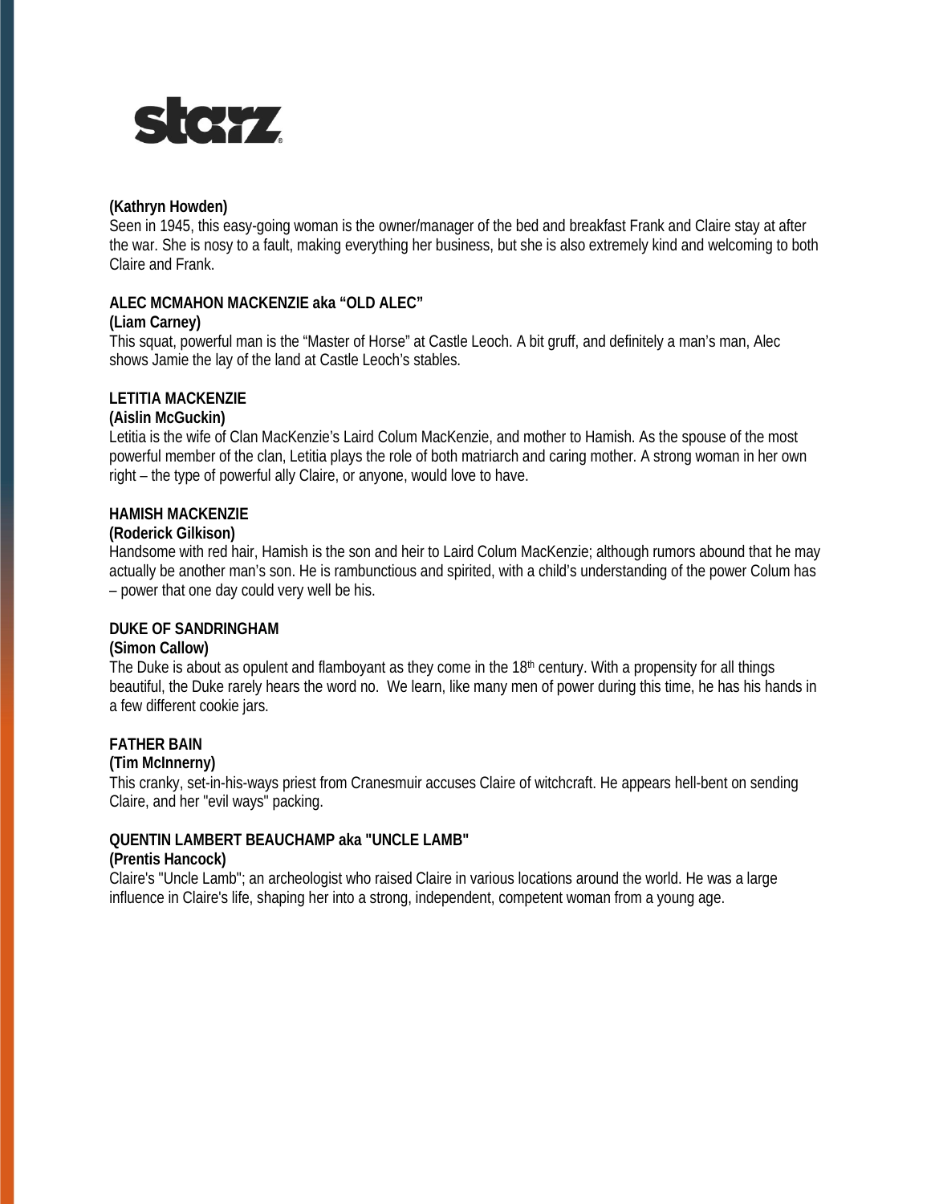**(Kathryn Howden)**
Seen in 1945, this easy-going woman is the owner/manager of the bed and breakfast Frank and Claire stay at after the war. She is nosy to a fault, making everything her business, but she is also extremely kind and welcoming to both Claire and Frank.

**ALEC MCMAHON MACKENZIE aka "OLD ALEC"**
**(Liam Carney)**
This squat, powerful man is the "Master of Horse" at Castle Leoch. A bit gruff, and definitely a man's man, Alec shows Jamie the lay of the land at Castle Leoch's stables.

**LETITIA MACKENZIE**
**(Aislin McGuckin)**
Letitia is the wife of Clan MacKenzie's Laird Colum MacKenzie, and mother to Hamish. As the spouse of the most powerful member of the clan, Letitia plays the role of both matriarch and caring mother. A strong woman in her own right – the type of powerful ally Claire, or anyone, would love to have.

**HAMISH MACKENZIE**
**(Roderick Gilkison)**
Handsome with red hair, Hamish is the son and heir to Laird Colum MacKenzie; although rumors abound that he may actually be another man's son. He is rambunctious and spirited, with a child's understanding of the power Colum has – power that one day could very well be his.

**DUKE OF SANDRINGHAM**
**(Simon Callow)**
The Duke is about as opulent and flamboyant as they come in the 18th century. With a propensity for all things beautiful, the Duke rarely hears the word no. We learn, like many men of power during this time, he has his hands in a few different cookie jars.

**FATHER BAIN**
**(Tim McInnerny)**
This cranky, set-in-his-ways priest from Cranesmuir accuses Claire of witchcraft. He appears hell-bent on sending Claire, and her "evil ways" packing.

**QUENTIN LAMBERT BEAUCHAMP aka "UNCLE LAMB"**
**(Prentis Hancock)**
Claire's "Uncle Lamb"; an archeologist who raised Claire in various locations around the world. He was a large influence in Claire's life, shaping her into a strong, independent, competent woman from a young age.